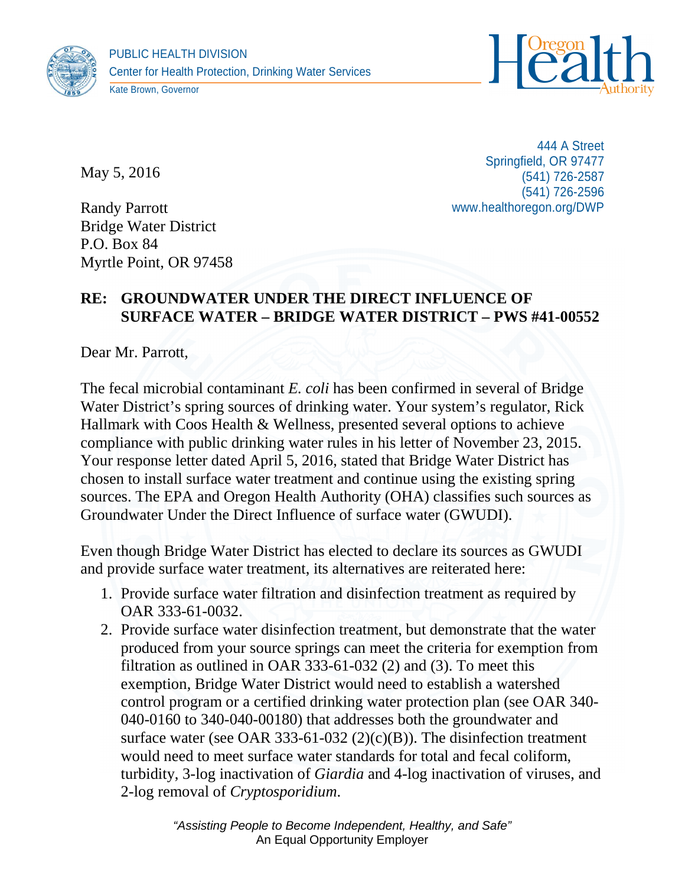PUBLIC HEALTH DIVISION
Center for Health Protection, Drinking Water Services
Kate Brown, Governor

444 A Street
Springfield, OR 97477
(541) 726-2587
(541) 726-2596
www.healthoregon.org/DWP

May 5, 2016

Randy Parrott
Bridge Water District
P.O. Box 84
Myrtle Point, OR 97458

**RE: GROUNDWATER UNDER THE DIRECT INFLUENCE OF SURFACE WATER – BRIDGE WATER DISTRICT – PWS #41-00552**

Dear Mr. Parrott,

The fecal microbial contaminant *E. coli* has been confirmed in several of Bridge Water District's spring sources of drinking water. Your system's regulator, Rick Hallmark with Coos Health & Wellness, presented several options to achieve compliance with public drinking water rules in his letter of November 23, 2015. Your response letter dated April 5, 2016, stated that Bridge Water District has chosen to install surface water treatment and continue using the existing spring sources. The EPA and Oregon Health Authority (OHA) classifies such sources as Groundwater Under the Direct Influence of surface water (GWUDI).

Even though Bridge Water District has elected to declare its sources as GWUDI and provide surface water treatment, its alternatives are reiterated here:

1. Provide surface water filtration and disinfection treatment as required by OAR 333-61-0032.
2. Provide surface water disinfection treatment, but demonstrate that the water produced from your source springs can meet the criteria for exemption from filtration as outlined in OAR 333-61-032 (2) and (3). To meet this exemption, Bridge Water District would need to establish a watershed control program or a certified drinking water protection plan (see OAR 340-040-0160 to 340-040-00180) that addresses both the groundwater and surface water (see OAR 333-61-032 (2)(c)(B)). The disinfection treatment would need to meet surface water standards for total and fecal coliform, turbidity, 3-log inactivation of *Giardia* and 4-log inactivation of viruses, and 2-log removal of *Cryptosporidium*.

*"Assisting People to Become Independent, Healthy, and Safe"*
An Equal Opportunity Employer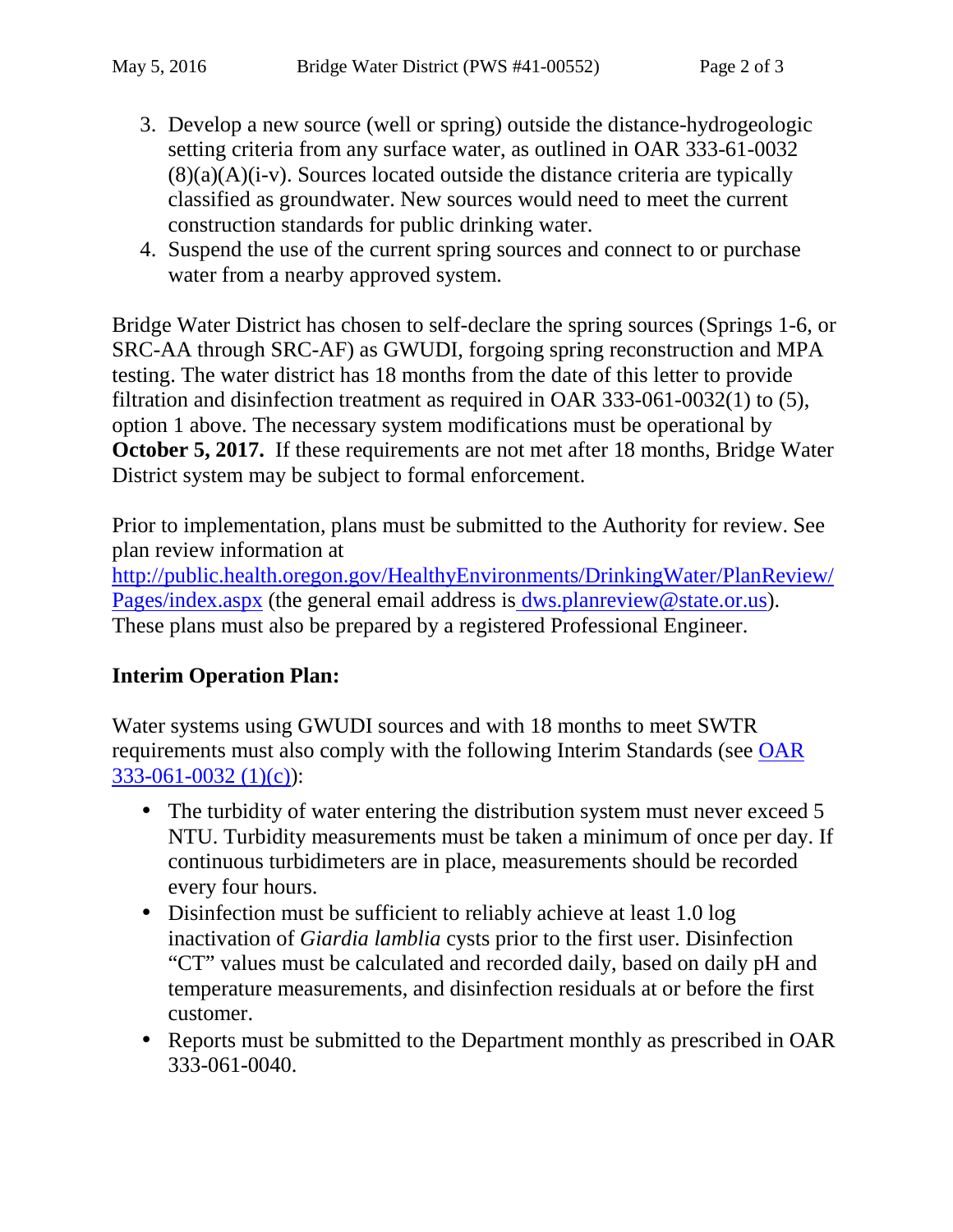3. Develop a new source (well or spring) outside the distance-hydrogeologic setting criteria from any surface water, as outlined in OAR 333-61-0032 (8)(a)(A)(i-v). Sources located outside the distance criteria are typically classified as groundwater. New sources would need to meet the current construction standards for public drinking water.
4. Suspend the use of the current spring sources and connect to or purchase water from a nearby approved system.

Bridge Water District has chosen to self-declare the spring sources (Springs 1-6, or SRC-AA through SRC-AF) as GWUDI, forgoing spring reconstruction and MPA testing. The water district has 18 months from the date of this letter to provide filtration and disinfection treatment as required in OAR 333-061-0032(1) to (5), option 1 above. The necessary system modifications must be operational by **October 5, 2017.** If these requirements are not met after 18 months, Bridge Water District system may be subject to formal enforcement.

Prior to implementation, plans must be submitted to the Authority for review. See plan review information at [http://public.health.oregon.gov/HealthyEnvironments/DrinkingWater/PlanReview/Pages/index.aspx](http://public.health.oregon.gov/HealthyEnvironments/DrinkingWater/PlanReview/Pages/index.aspx) (the general email address is [dws.planreview@state.or.us](mailto:dws.planreview@state.or.us)). These plans must also be prepared by a registered Professional Engineer.

## Interim Operation Plan:

Water systems using GWUDI sources and with 18 months to meet SWTR requirements must also comply with the following Interim Standards (see [OAR 333-061-0032 (1)(c)](OAR 333-061-0032 (1)(c))):

- The turbidity of water entering the distribution system must never exceed 5 NTU. Turbidity measurements must be taken a minimum of once per day. If continuous turbidimeters are in place, measurements should be recorded every four hours.
- Disinfection must be sufficient to reliably achieve at least 1.0 log inactivation of *Giardia lamblia* cysts prior to the first user. Disinfection "CT" values must be calculated and recorded daily, based on daily pH and temperature measurements, and disinfection residuals at or before the first customer.
- Reports must be submitted to the Department monthly as prescribed in OAR 333-061-0040.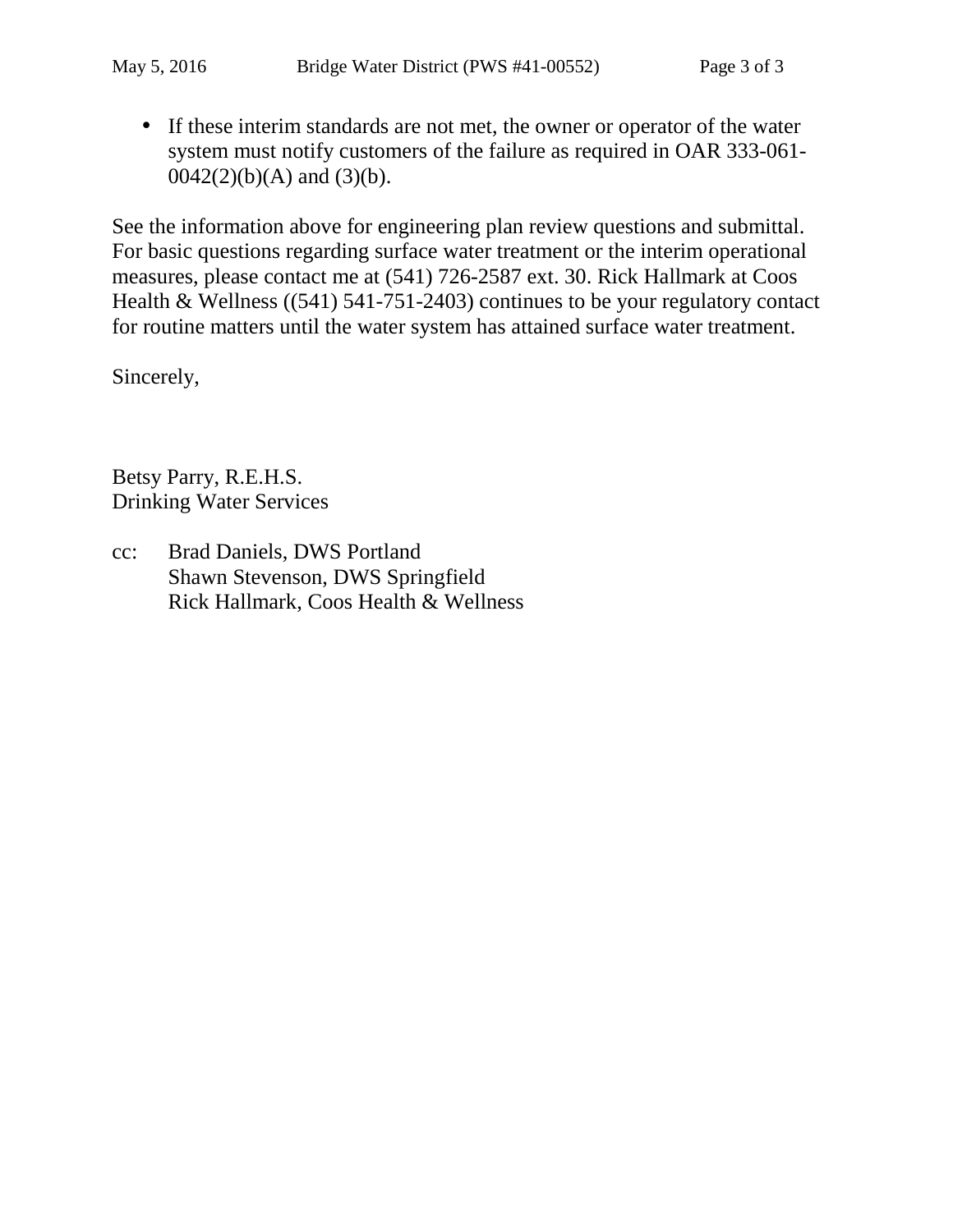- If these interim standards are not met, the owner or operator of the water system must notify customers of the failure as required in OAR 333-061-0042(2)(b)(A) and (3)(b).

See the information above for engineering plan review questions and submittal. For basic questions regarding surface water treatment or the interim operational measures, please contact me at (541) 726-2587 ext. 30. Rick Hallmark at Coos Health & Wellness ((541) 541-751-2403) continues to be your regulatory contact for routine matters until the water system has attained surface water treatment.

Sincerely,

Betsy Parry, R.E.H.S.
Drinking Water Services

cc: Brad Daniels, DWS Portland
Shawn Stevenson, DWS Springfield
Rick Hallmark, Coos Health & Wellness